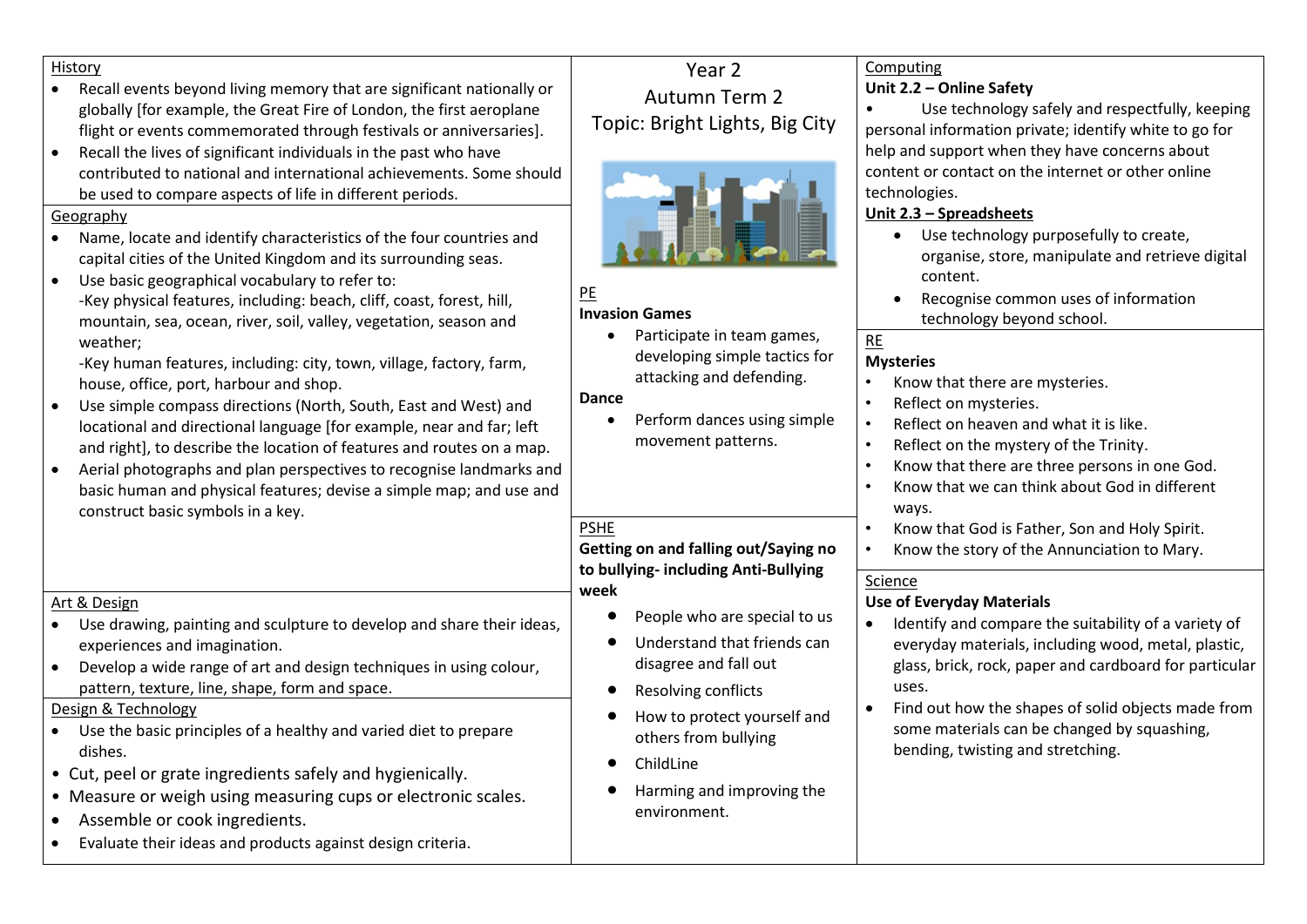# Year 2
# Autumn Term 2
# Topic: Bright Lights, Big City

## History

- Recall events beyond living memory that are significant nationally or globally [for example, the Great Fire of London, the first aeroplane flight or events commemorated through festivals or anniversaries].
- Recall the lives of significant individuals in the past who have contributed to national and international achievements. Some should be used to compare aspects of life in different periods.

## Geography

- Name, locate and identify characteristics of the four countries and capital cities of the United Kingdom and its surrounding seas.
- Use basic geographical vocabulary to refer to:
  -Key physical features, including: beach, cliff, coast, forest, hill, mountain, sea, ocean, river, soil, valley, vegetation, season and weather;
  -Key human features, including: city, town, village, factory, farm, house, office, port, harbour and shop.
- Use simple compass directions (North, South, East and West) and locational and directional language [for example, near and far; left and right], to describe the location of features and routes on a map.
- Aerial photographs and plan perspectives to recognise landmarks and basic human and physical features; devise a simple map; and use and construct basic symbols in a key.

## Art & Design

- Use drawing, painting and sculpture to develop and share their ideas, experiences and imagination.
- Develop a wide range of art and design techniques in using colour, pattern, texture, line, shape, form and space.

## Design & Technology

- Use the basic principles of a healthy and varied diet to prepare dishes.
- Cut, peel or grate ingredients safely and hygienically.
- Measure or weigh using measuring cups or electronic scales.
- Assemble or cook ingredients.
- Evaluate their ideas and products against design criteria.

## PE

**Invasion Games**

- Participate in team games, developing simple tactics for attacking and defending.

**Dance**

- Perform dances using simple movement patterns.

## PSHE

**Getting on and falling out/Saying no to bullying- including Anti-Bullying week**

- People who are special to us
- Understand that friends can disagree and fall out
- Resolving conflicts
- How to protect yourself and others from bullying
- ChildLine
- Harming and improving the environment.

## Computing

**Unit 2.2 – Online Safety**

- Use technology safely and respectfully, keeping personal information private; identify white to go for help and support when they have concerns about content or contact on the internet or other online technologies.

**Unit 2.3 – Spreadsheets**

- Use technology purposefully to create, organise, store, manipulate and retrieve digital content.
- Recognise common uses of information technology beyond school.

## RE

**Mysteries**

- Know that there are mysteries.
- Reflect on mysteries.
- Reflect on heaven and what it is like.
- Reflect on the mystery of the Trinity.
- Know that there are three persons in one God.
- Know that we can think about God in different ways.
- Know that God is Father, Son and Holy Spirit.
- Know the story of the Annunciation to Mary.

## Science

**Use of Everyday Materials**

- Identify and compare the suitability of a variety of everyday materials, including wood, metal, plastic, glass, brick, rock, paper and cardboard for particular uses.
- Find out how the shapes of solid objects made from some materials can be changed by squashing, bending, twisting and stretching.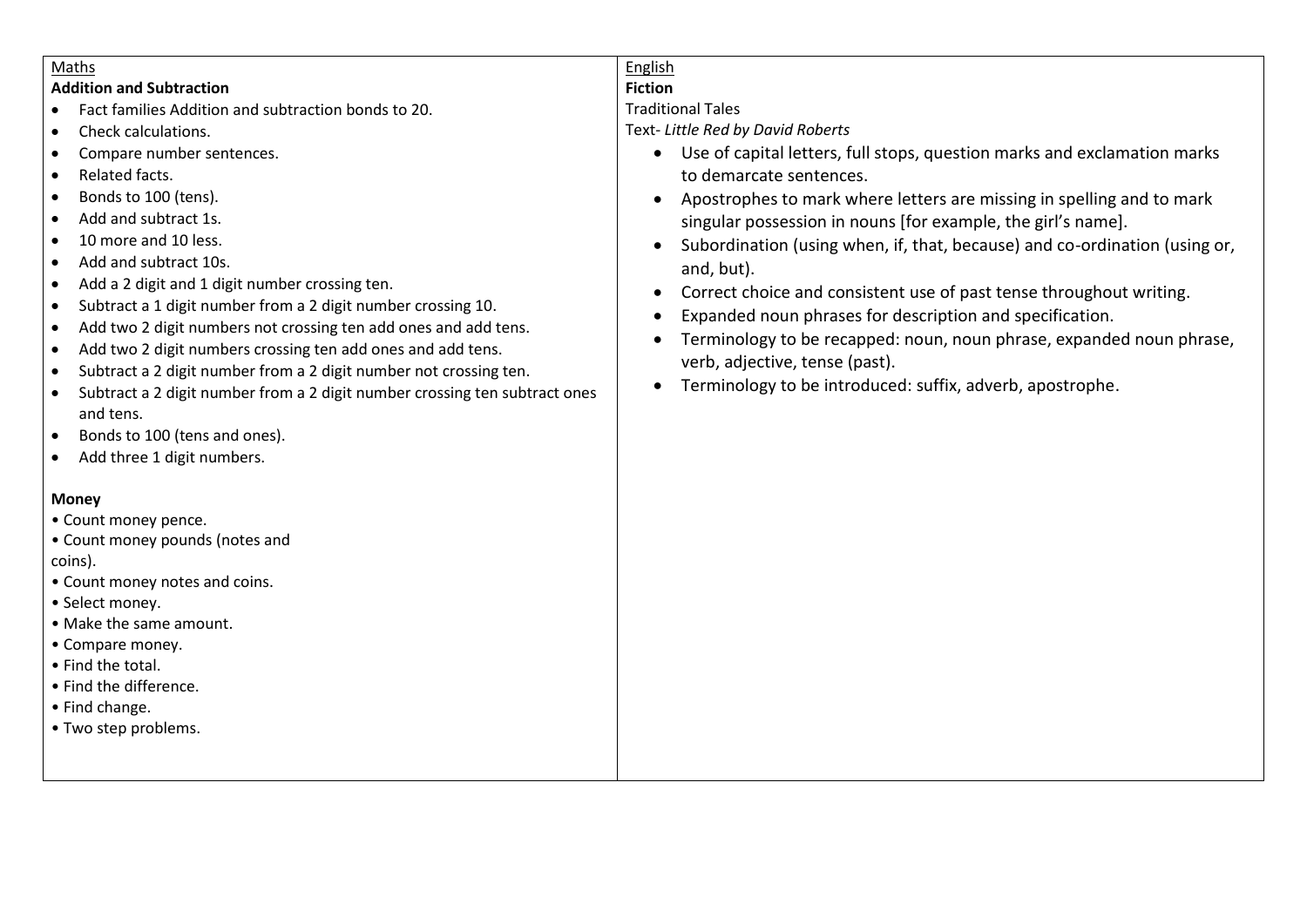| Maths | English |
| --- | --- |
| **Addition and Subtraction**<br>• Fact families Addition and subtraction bonds to 20.<br>• Check calculations.<br>• Compare number sentences.<br>• Related facts.<br>• Bonds to 100 (tens).<br>• Add and subtract 1s.<br>• 10 more and 10 less.<br>• Add and subtract 10s.<br>• Add a 2 digit and 1 digit number crossing ten.<br>• Subtract a 1 digit number from a 2 digit number crossing 10.<br>• Add two 2 digit numbers not crossing ten add ones and add tens.<br>• Add two 2 digit numbers crossing ten add ones and add tens.<br>• Subtract a 2 digit number from a 2 digit number not crossing ten.<br>• Subtract a 2 digit number from a 2 digit number crossing ten subtract ones and tens.<br>• Bonds to 100 (tens and ones).<br>• Add three 1 digit numbers.<br><br>**Money**<br>• Count money pence.<br>• Count money pounds (notes and coins).<br>• Count money notes and coins.<br>• Select money.<br>• Make the same amount.<br>• Compare money.<br>• Find the total.<br>• Find the difference.<br>• Find change.<br>• Two step problems. | **Fiction**<br>Traditional Tales<br>Text- *Little Red by David Roberts*<br>• Use of capital letters, full stops, question marks and exclamation marks to demarcate sentences.<br>• Apostrophes to mark where letters are missing in spelling and to mark singular possession in nouns [for example, the girl's name].<br>• Subordination (using when, if, that, because) and co-ordination (using or, and, but).<br>• Correct choice and consistent use of past tense throughout writing.<br>• Expanded noun phrases for description and specification.<br>• Terminology to be recapped: noun, noun phrase, expanded noun phrase, verb, adjective, tense (past).<br>• Terminology to be introduced: suffix, adverb, apostrophe. |